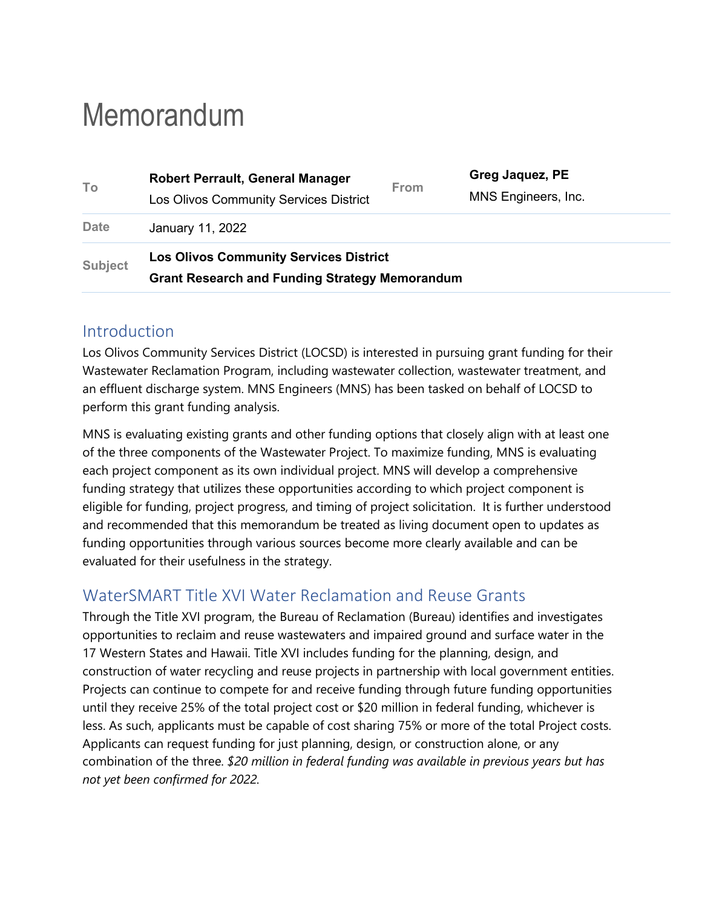# Memorandum

| | | | |
|---|---|---|---|
| To | **Robert Perrault, General Manager**<br>Los Olivos Community Services District | From | **Greg Jaquez, PE**<br>MNS Engineers, Inc. |
| Date | January 11, 2022 | | |
| Subject | **Los Olivos Community Services District**<br>**Grant Research and Funding Strategy Memorandum** | | |

## Introduction

Los Olivos Community Services District (LOCSD) is interested in pursuing grant funding for their Wastewater Reclamation Program, including wastewater collection, wastewater treatment, and an effluent discharge system. MNS Engineers (MNS) has been tasked on behalf of LOCSD to perform this grant funding analysis.

MNS is evaluating existing grants and other funding options that closely align with at least one of the three components of the Wastewater Project. To maximize funding, MNS is evaluating each project component as its own individual project. MNS will develop a comprehensive funding strategy that utilizes these opportunities according to which project component is eligible for funding, project progress, and timing of project solicitation. It is further understood and recommended that this memorandum be treated as living document open to updates as funding opportunities through various sources become more clearly available and can be evaluated for their usefulness in the strategy.

## WaterSMART Title XVI Water Reclamation and Reuse Grants

Through the Title XVI program, the Bureau of Reclamation (Bureau) identifies and investigates opportunities to reclaim and reuse wastewaters and impaired ground and surface water in the 17 Western States and Hawaii. Title XVI includes funding for the planning, design, and construction of water recycling and reuse projects in partnership with local government entities. Projects can continue to compete for and receive funding through future funding opportunities until they receive 25% of the total project cost or $20 million in federal funding, whichever is less. As such, applicants must be capable of cost sharing 75% or more of the total Project costs. Applicants can request funding for just planning, design, or construction alone, or any combination of the three. *$20 million in federal funding was available in previous years but has not yet been confirmed for 2022.*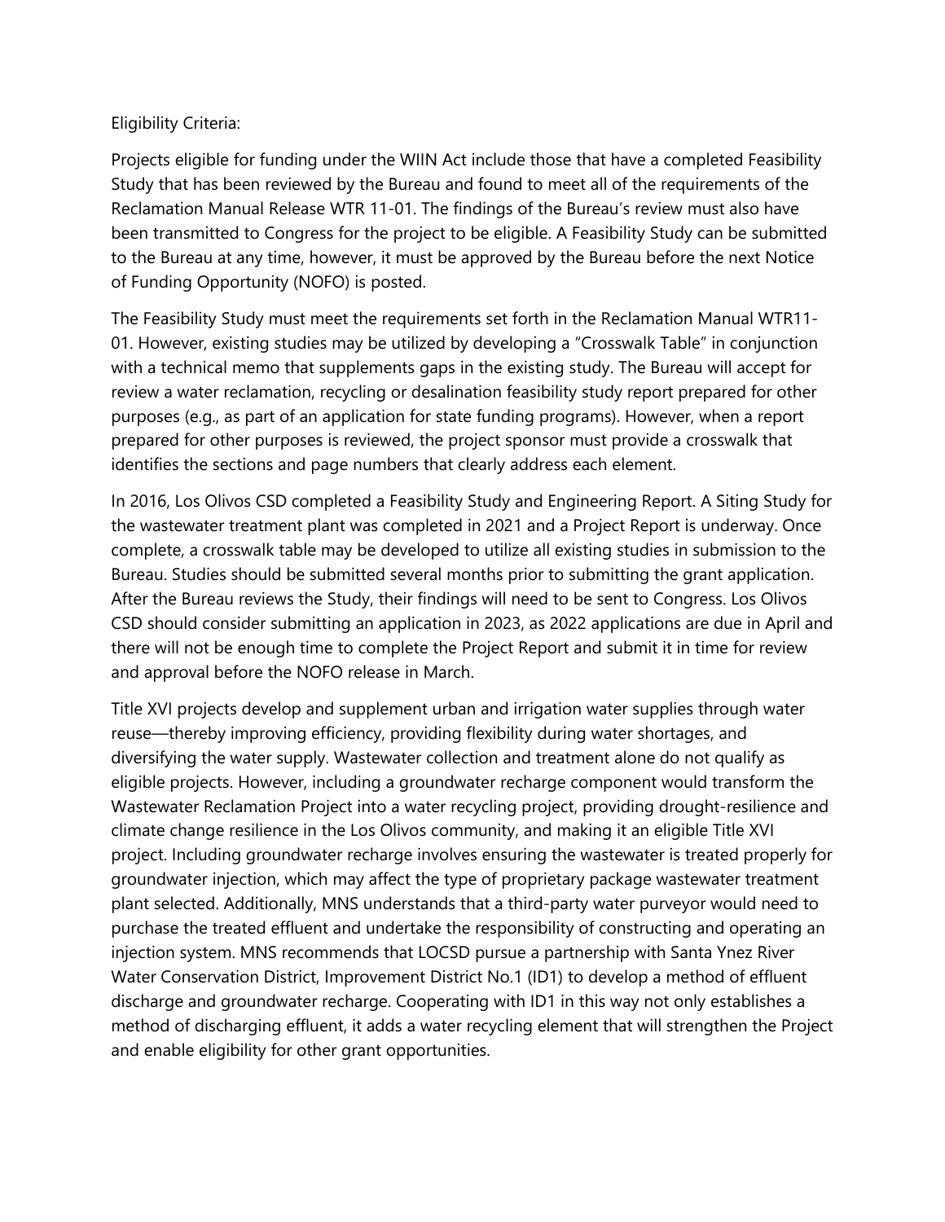Eligibility Criteria:

Projects eligible for funding under the WIIN Act include those that have a completed Feasibility Study that has been reviewed by the Bureau and found to meet all of the requirements of the Reclamation Manual Release WTR 11-01. The findings of the Bureau's review must also have been transmitted to Congress for the project to be eligible. A Feasibility Study can be submitted to the Bureau at any time, however, it must be approved by the Bureau before the next Notice of Funding Opportunity (NOFO) is posted.

The Feasibility Study must meet the requirements set forth in the Reclamation Manual WTR11-01. However, existing studies may be utilized by developing a "Crosswalk Table" in conjunction with a technical memo that supplements gaps in the existing study. The Bureau will accept for review a water reclamation, recycling or desalination feasibility study report prepared for other purposes (e.g., as part of an application for state funding programs). However, when a report prepared for other purposes is reviewed, the project sponsor must provide a crosswalk that identifies the sections and page numbers that clearly address each element.

In 2016, Los Olivos CSD completed a Feasibility Study and Engineering Report. A Siting Study for the wastewater treatment plant was completed in 2021 and a Project Report is underway. Once complete, a crosswalk table may be developed to utilize all existing studies in submission to the Bureau. Studies should be submitted several months prior to submitting the grant application. After the Bureau reviews the Study, their findings will need to be sent to Congress. Los Olivos CSD should consider submitting an application in 2023, as 2022 applications are due in April and there will not be enough time to complete the Project Report and submit it in time for review and approval before the NOFO release in March.

Title XVI projects develop and supplement urban and irrigation water supplies through water reuse—thereby improving efficiency, providing flexibility during water shortages, and diversifying the water supply. Wastewater collection and treatment alone do not qualify as eligible projects. However, including a groundwater recharge component would transform the Wastewater Reclamation Project into a water recycling project, providing drought-resilience and climate change resilience in the Los Olivos community, and making it an eligible Title XVI project. Including groundwater recharge involves ensuring the wastewater is treated properly for groundwater injection, which may affect the type of proprietary package wastewater treatment plant selected. Additionally, MNS understands that a third-party water purveyor would need to purchase the treated effluent and undertake the responsibility of constructing and operating an injection system. MNS recommends that LOCSD pursue a partnership with Santa Ynez River Water Conservation District, Improvement District No.1 (ID1) to develop a method of effluent discharge and groundwater recharge. Cooperating with ID1 in this way not only establishes a method of discharging effluent, it adds a water recycling element that will strengthen the Project and enable eligibility for other grant opportunities.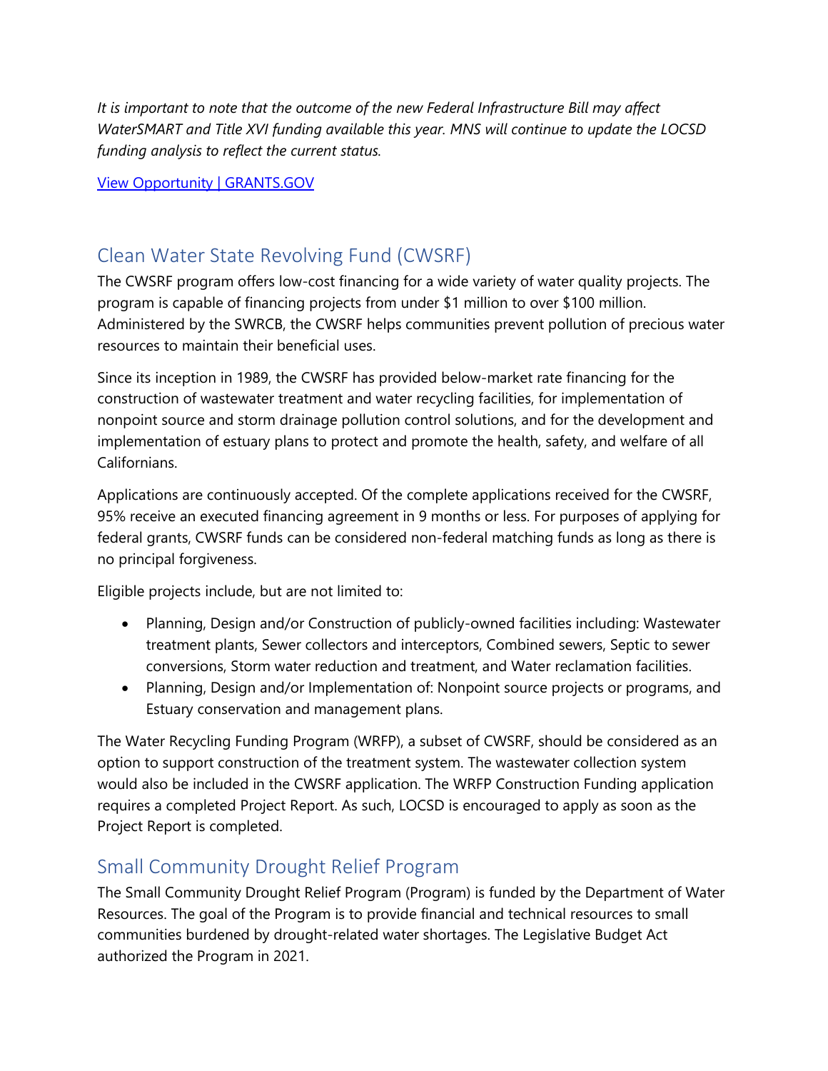*It is important to note that the outcome of the new Federal Infrastructure Bill may affect WaterSMART and Title XVI funding available this year. MNS will continue to update the LOCSD funding analysis to reflect the current status.*

[View Opportunity | GRANTS.GOV]

## Clean Water State Revolving Fund (CWSRF)

The CWSRF program offers low-cost financing for a wide variety of water quality projects. The program is capable of financing projects from under $1 million to over $100 million. Administered by the SWRCB, the CWSRF helps communities prevent pollution of precious water resources to maintain their beneficial uses.

Since its inception in 1989, the CWSRF has provided below-market rate financing for the construction of wastewater treatment and water recycling facilities, for implementation of nonpoint source and storm drainage pollution control solutions, and for the development and implementation of estuary plans to protect and promote the health, safety, and welfare of all Californians.

Applications are continuously accepted. Of the complete applications received for the CWSRF, 95% receive an executed financing agreement in 9 months or less. For purposes of applying for federal grants, CWSRF funds can be considered non-federal matching funds as long as there is no principal forgiveness.

Eligible projects include, but are not limited to:

- Planning, Design and/or Construction of publicly-owned facilities including: Wastewater treatment plants, Sewer collectors and interceptors, Combined sewers, Septic to sewer conversions, Storm water reduction and treatment, and Water reclamation facilities.
- Planning, Design and/or Implementation of: Nonpoint source projects or programs, and Estuary conservation and management plans.

The Water Recycling Funding Program (WRFP), a subset of CWSRF, should be considered as an option to support construction of the treatment system. The wastewater collection system would also be included in the CWSRF application. The WRFP Construction Funding application requires a completed Project Report. As such, LOCSD is encouraged to apply as soon as the Project Report is completed.

## Small Community Drought Relief Program

The Small Community Drought Relief Program (Program) is funded by the Department of Water Resources. The goal of the Program is to provide financial and technical resources to small communities burdened by drought-related water shortages. The Legislative Budget Act authorized the Program in 2021.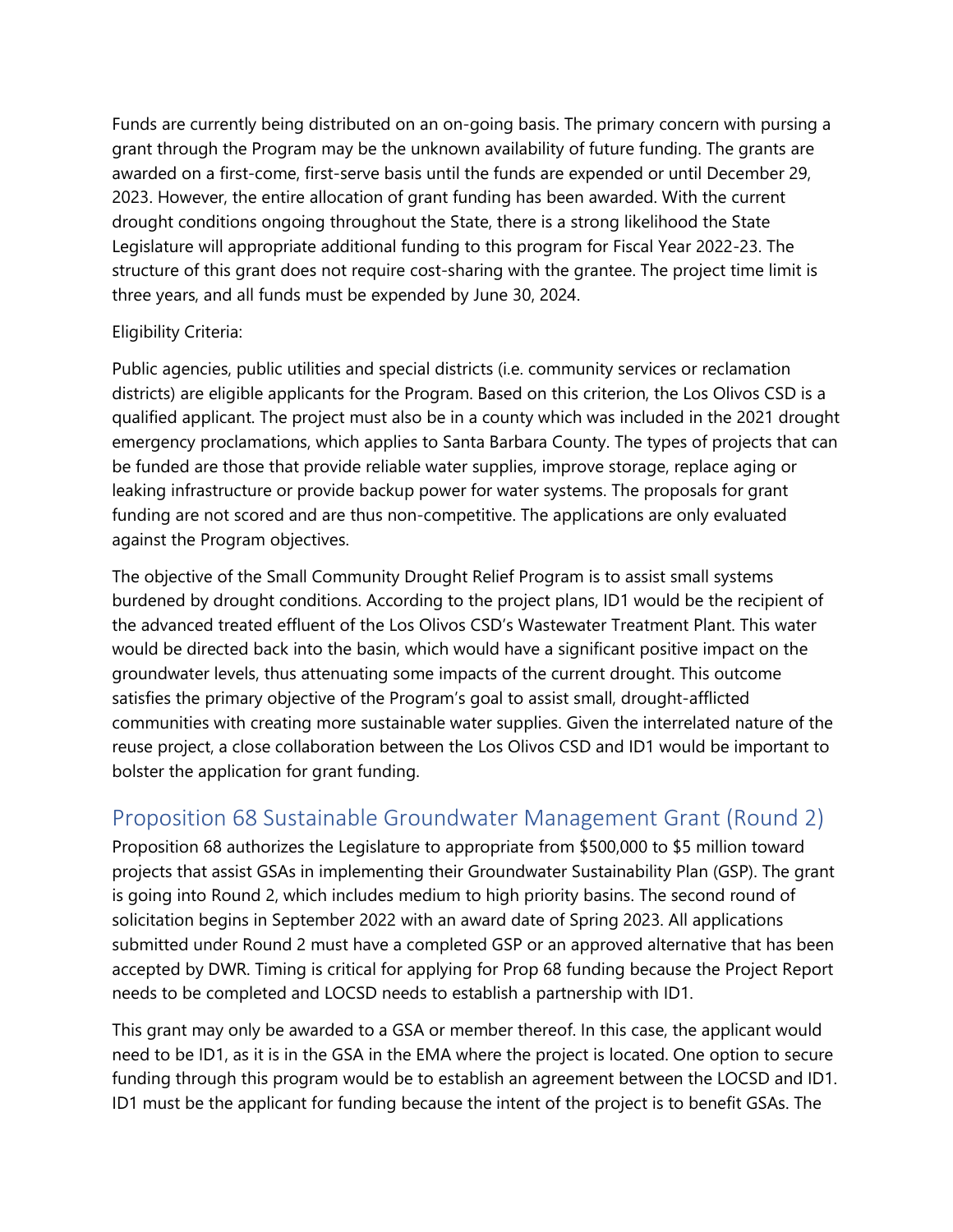Funds are currently being distributed on an on-going basis. The primary concern with pursing a grant through the Program may be the unknown availability of future funding. The grants are awarded on a first-come, first-serve basis until the funds are expended or until December 29, 2023. However, the entire allocation of grant funding has been awarded. With the current drought conditions ongoing throughout the State, there is a strong likelihood the State Legislature will appropriate additional funding to this program for Fiscal Year 2022-23. The structure of this grant does not require cost-sharing with the grantee. The project time limit is three years, and all funds must be expended by June 30, 2024.

Eligibility Criteria:

Public agencies, public utilities and special districts (i.e. community services or reclamation districts) are eligible applicants for the Program. Based on this criterion, the Los Olivos CSD is a qualified applicant. The project must also be in a county which was included in the 2021 drought emergency proclamations, which applies to Santa Barbara County. The types of projects that can be funded are those that provide reliable water supplies, improve storage, replace aging or leaking infrastructure or provide backup power for water systems. The proposals for grant funding are not scored and are thus non-competitive. The applications are only evaluated against the Program objectives.

The objective of the Small Community Drought Relief Program is to assist small systems burdened by drought conditions. According to the project plans, ID1 would be the recipient of the advanced treated effluent of the Los Olivos CSD's Wastewater Treatment Plant. This water would be directed back into the basin, which would have a significant positive impact on the groundwater levels, thus attenuating some impacts of the current drought. This outcome satisfies the primary objective of the Program's goal to assist small, drought-afflicted communities with creating more sustainable water supplies. Given the interrelated nature of the reuse project, a close collaboration between the Los Olivos CSD and ID1 would be important to bolster the application for grant funding.

## Proposition 68 Sustainable Groundwater Management Grant (Round 2)

Proposition 68 authorizes the Legislature to appropriate from $500,000 to $5 million toward projects that assist GSAs in implementing their Groundwater Sustainability Plan (GSP). The grant is going into Round 2, which includes medium to high priority basins. The second round of solicitation begins in September 2022 with an award date of Spring 2023. All applications submitted under Round 2 must have a completed GSP or an approved alternative that has been accepted by DWR. Timing is critical for applying for Prop 68 funding because the Project Report needs to be completed and LOCSD needs to establish a partnership with ID1.

This grant may only be awarded to a GSA or member thereof. In this case, the applicant would need to be ID1, as it is in the GSA in the EMA where the project is located. One option to secure funding through this program would be to establish an agreement between the LOCSD and ID1. ID1 must be the applicant for funding because the intent of the project is to benefit GSAs. The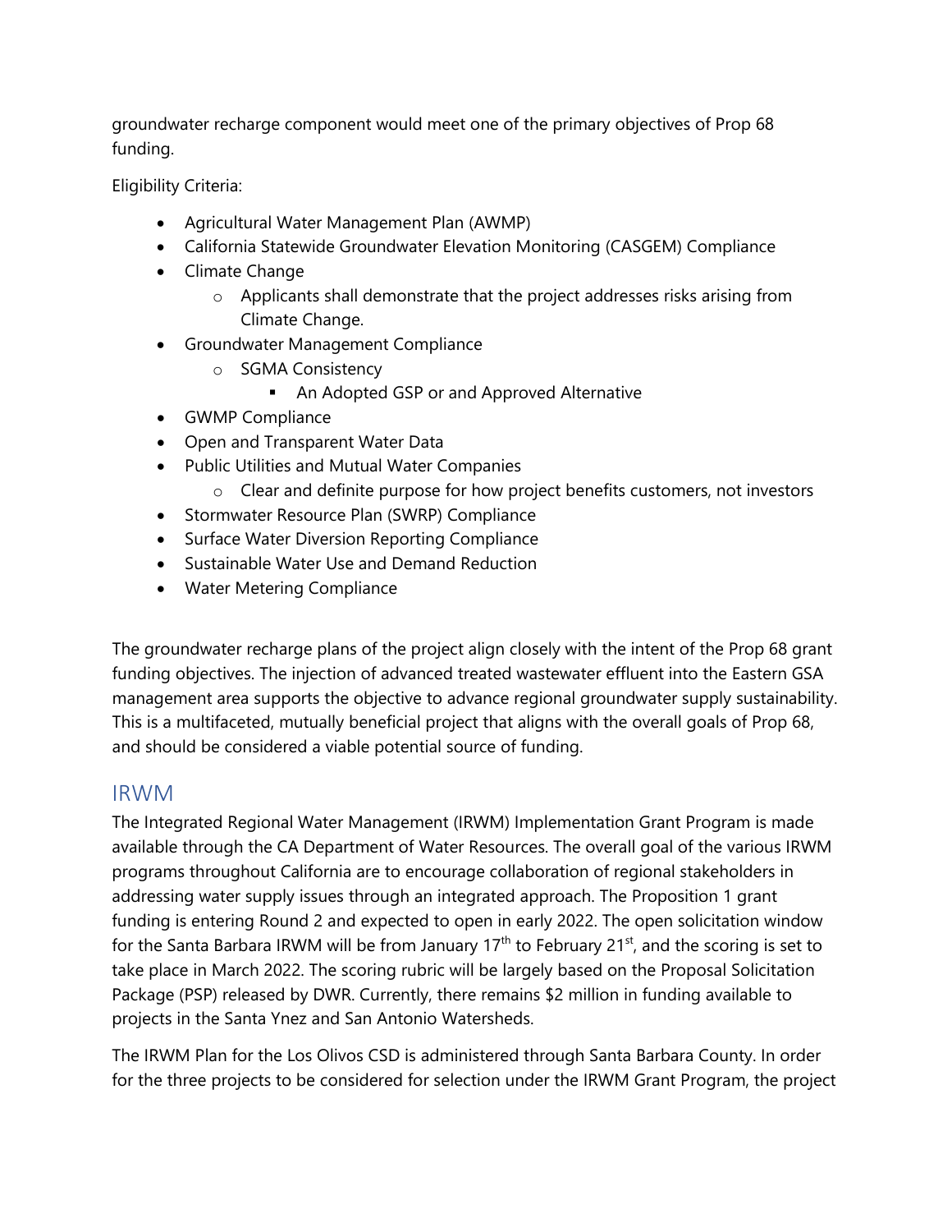groundwater recharge component would meet one of the primary objectives of Prop 68 funding.

Eligibility Criteria:

- Agricultural Water Management Plan (AWMP)
- California Statewide Groundwater Elevation Monitoring (CASGEM) Compliance
- Climate Change
    - Applicants shall demonstrate that the project addresses risks arising from Climate Change.
- Groundwater Management Compliance
    - SGMA Consistency
        - An Adopted GSP or and Approved Alternative
- GWMP Compliance
- Open and Transparent Water Data
- Public Utilities and Mutual Water Companies
    - Clear and definite purpose for how project benefits customers, not investors
- Stormwater Resource Plan (SWRP) Compliance
- Surface Water Diversion Reporting Compliance
- Sustainable Water Use and Demand Reduction
- Water Metering Compliance

The groundwater recharge plans of the project align closely with the intent of the Prop 68 grant funding objectives. The injection of advanced treated wastewater effluent into the Eastern GSA management area supports the objective to advance regional groundwater supply sustainability. This is a multifaceted, mutually beneficial project that aligns with the overall goals of Prop 68, and should be considered a viable potential source of funding.

## IRWM

The Integrated Regional Water Management (IRWM) Implementation Grant Program is made available through the CA Department of Water Resources. The overall goal of the various IRWM programs throughout California are to encourage collaboration of regional stakeholders in addressing water supply issues through an integrated approach. The Proposition 1 grant funding is entering Round 2 and expected to open in early 2022. The open solicitation window for the Santa Barbara IRWM will be from January 17th to February 21st, and the scoring is set to take place in March 2022. The scoring rubric will be largely based on the Proposal Solicitation Package (PSP) released by DWR. Currently, there remains $2 million in funding available to projects in the Santa Ynez and San Antonio Watersheds.

The IRWM Plan for the Los Olivos CSD is administered through Santa Barbara County. In order for the three projects to be considered for selection under the IRWM Grant Program, the project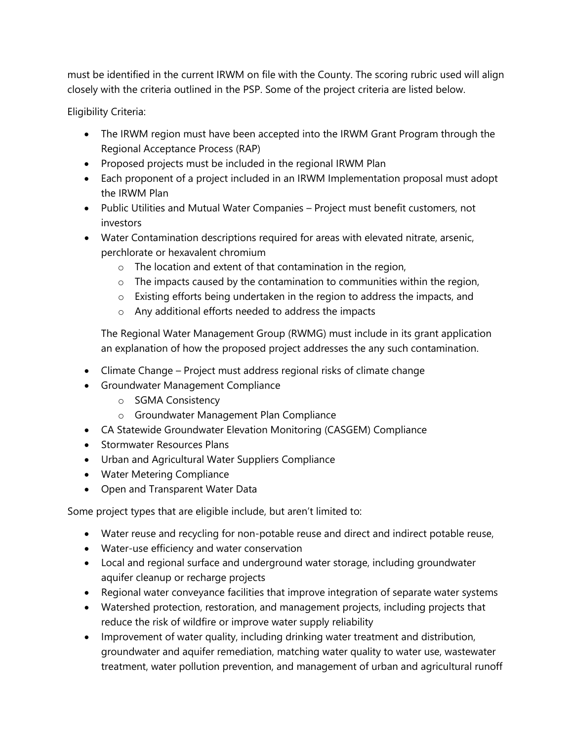must be identified in the current IRWM on file with the County. The scoring rubric used will align closely with the criteria outlined in the PSP. Some of the project criteria are listed below.

Eligibility Criteria:

- The IRWM region must have been accepted into the IRWM Grant Program through the Regional Acceptance Process (RAP)
- Proposed projects must be included in the regional IRWM Plan
- Each proponent of a project included in an IRWM Implementation proposal must adopt the IRWM Plan
- Public Utilities and Mutual Water Companies – Project must benefit customers, not investors
- Water Contamination descriptions required for areas with elevated nitrate, arsenic, perchlorate or hexavalent chromium
    - The location and extent of that contamination in the region,
    - The impacts caused by the contamination to communities within the region,
    - Existing efforts being undertaken in the region to address the impacts, and
    - Any additional efforts needed to address the impacts

  The Regional Water Management Group (RWMG) must include in its grant application an explanation of how the proposed project addresses the any such contamination.
- Climate Change – Project must address regional risks of climate change
- Groundwater Management Compliance
    - SGMA Consistency
    - Groundwater Management Plan Compliance
- CA Statewide Groundwater Elevation Monitoring (CASGEM) Compliance
- Stormwater Resources Plans
- Urban and Agricultural Water Suppliers Compliance
- Water Metering Compliance
- Open and Transparent Water Data

Some project types that are eligible include, but aren't limited to:

- Water reuse and recycling for non-potable reuse and direct and indirect potable reuse,
- Water-use efficiency and water conservation
- Local and regional surface and underground water storage, including groundwater aquifer cleanup or recharge projects
- Regional water conveyance facilities that improve integration of separate water systems
- Watershed protection, restoration, and management projects, including projects that reduce the risk of wildfire or improve water supply reliability
- Improvement of water quality, including drinking water treatment and distribution, groundwater and aquifer remediation, matching water quality to water use, wastewater treatment, water pollution prevention, and management of urban and agricultural runoff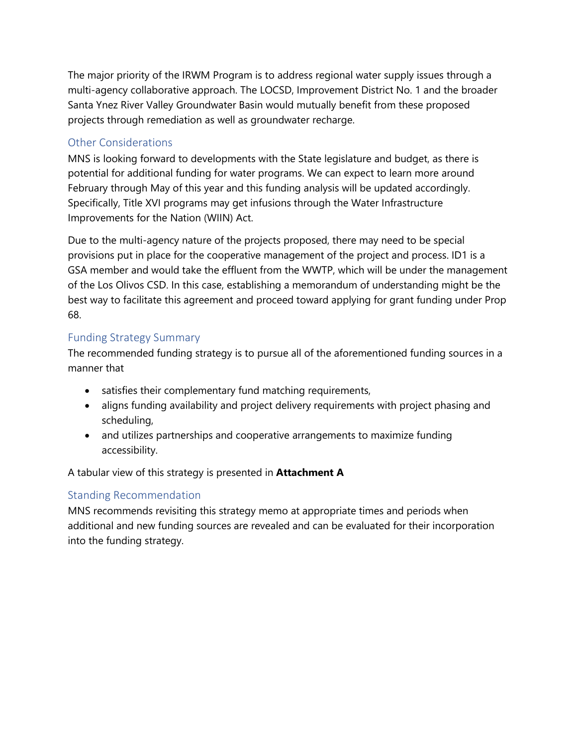The major priority of the IRWM Program is to address regional water supply issues through a multi-agency collaborative approach. The LOCSD, Improvement District No. 1 and the broader Santa Ynez River Valley Groundwater Basin would mutually benefit from these proposed projects through remediation as well as groundwater recharge.

## Other Considerations

MNS is looking forward to developments with the State legislature and budget, as there is potential for additional funding for water programs. We can expect to learn more around February through May of this year and this funding analysis will be updated accordingly. Specifically, Title XVI programs may get infusions through the Water Infrastructure Improvements for the Nation (WIIN) Act.

Due to the multi-agency nature of the projects proposed, there may need to be special provisions put in place for the cooperative management of the project and process. ID1 is a GSA member and would take the effluent from the WWTP, which will be under the management of the Los Olivos CSD. In this case, establishing a memorandum of understanding might be the best way to facilitate this agreement and proceed toward applying for grant funding under Prop 68.

## Funding Strategy Summary

The recommended funding strategy is to pursue all of the aforementioned funding sources in a manner that

- satisfies their complementary fund matching requirements,
- aligns funding availability and project delivery requirements with project phasing and scheduling,
- and utilizes partnerships and cooperative arrangements to maximize funding accessibility.

A tabular view of this strategy is presented in **Attachment A**

## Standing Recommendation

MNS recommends revisiting this strategy memo at appropriate times and periods when additional and new funding sources are revealed and can be evaluated for their incorporation into the funding strategy.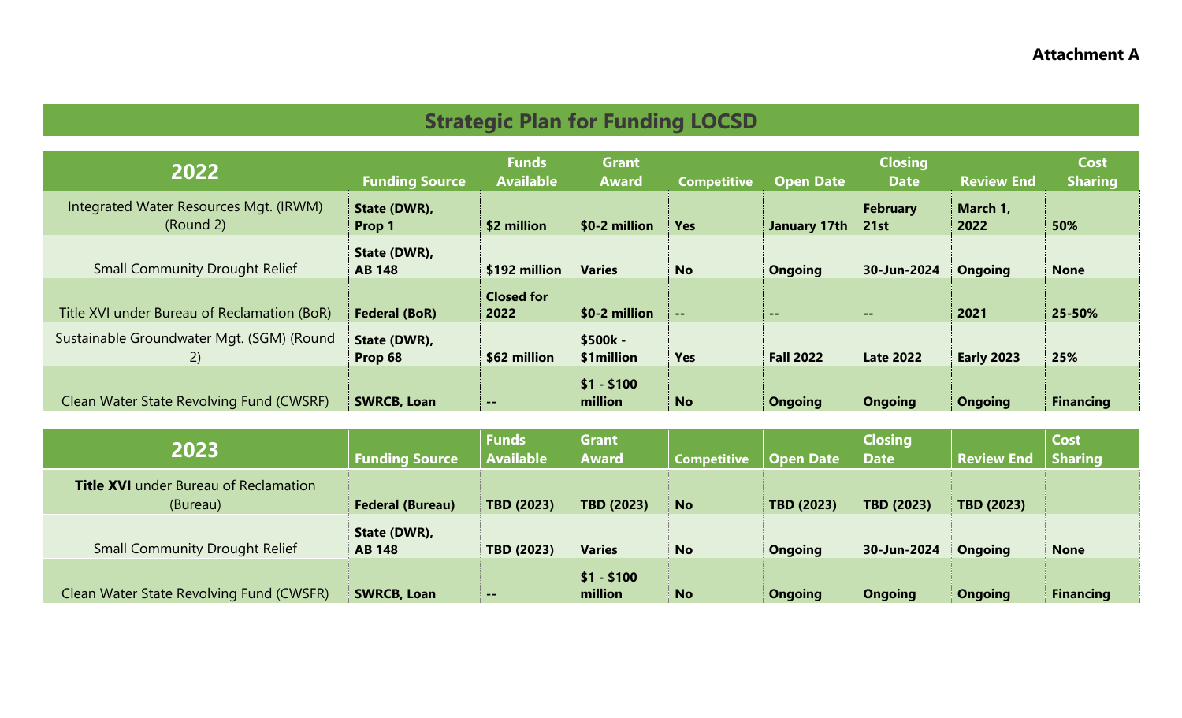**Attachment A**

# Strategic Plan for Funding LOCSD

| 2022 | Funding Source | Funds Available | Grant Award | Competitive | Open Date | Closing Date | Review End | Cost Sharing |
|---|---|---|---|---|---|---|---|---|
| Integrated Water Resources Mgt. (IRWM) (Round 2) | **State (DWR), Prop 1** | **$2 million** | **$0-2 million** | **Yes** | **January 17th** | **February 21st** | **March 1, 2022** | **50%** |
| Small Community Drought Relief | **State (DWR), AB 148** | **$192 million** | **Varies** | **No** | **Ongoing** | **30-Jun-2024** | **Ongoing** | **None** |
| Title XVI under Bureau of Reclamation (BoR) | **Federal (BoR)** | **Closed for 2022** | **$0-2 million** | **--** | **--** | **--** | **2021** | **25-50%** |
| Sustainable Groundwater Mgt. (SGM) (Round 2) | **State (DWR), Prop 68** | **$62 million** | **$500k - $1million** | **Yes** | **Fall 2022** | **Late 2022** | **Early 2023** | **25%** |
| Clean Water State Revolving Fund (CWSRF) | **SWRCB, Loan** | **--** | **$1 - $100 million** | **No** | **Ongoing** | **Ongoing** | **Ongoing** | **Financing** |

| 2023 | Funding Source | Funds Available | Grant Award | Competitive | Open Date | Closing Date | Review End | Cost Sharing |
|---|---|---|---|---|---|---|---|---|
| **Title XVI** under Bureau of Reclamation (Bureau) | **Federal (Bureau)** | **TBD (2023)** | **TBD (2023)** | **No** | **TBD (2023)** | **TBD (2023)** | **TBD (2023)** | |
| Small Community Drought Relief | **State (DWR), AB 148** | **TBD (2023)** | **Varies** | **No** | **Ongoing** | **30-Jun-2024** | **Ongoing** | **None** |
| Clean Water State Revolving Fund (CWSFR) | **SWRCB, Loan** | **--** | **$1 - $100 million** | **No** | **Ongoing** | **Ongoing** | **Ongoing** | **Financing** |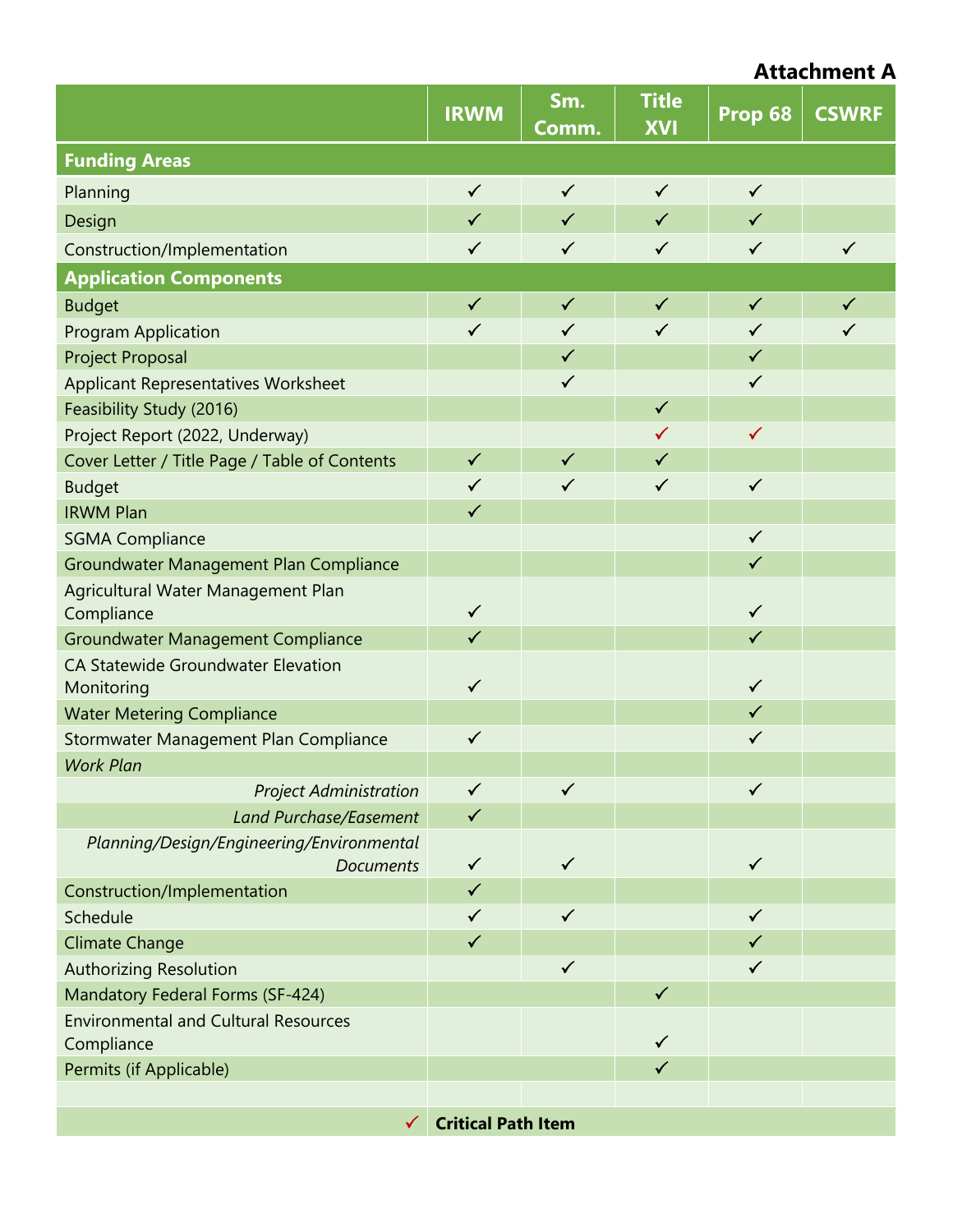**Attachment A**

| | IRWM | Sm. Comm. | Title XVI | Prop 68 | CSWRF |
|---|---|---|---|---|---|
| **Funding Areas** | | | | | |
| Planning | ✓ | ✓ | ✓ | ✓ | |
| Design | ✓ | ✓ | ✓ | ✓ | |
| Construction/Implementation | ✓ | ✓ | ✓ | ✓ | ✓ |
| **Application Components** | | | | | |
| Budget | ✓ | ✓ | ✓ | ✓ | ✓ |
| Program Application | ✓ | ✓ | ✓ | ✓ | ✓ |
| Project Proposal | | ✓ | | ✓ | |
| Applicant Representatives Worksheet | | ✓ | | ✓ | |
| Feasibility Study (2016) | | | ✓ | | |
| Project Report (2022, Underway) | | | ✓ | ✓ | |
| Cover Letter / Title Page / Table of Contents | ✓ | ✓ | ✓ | | |
| Budget | ✓ | ✓ | ✓ | ✓ | |
| IRWM Plan | ✓ | | | | |
| SGMA Compliance | | | | ✓ | |
| Groundwater Management Plan Compliance | | | | ✓ | |
| Agricultural Water Management Plan Compliance | ✓ | | | ✓ | |
| Groundwater Management Compliance | ✓ | | | ✓ | |
| CA Statewide Groundwater Elevation Monitoring | ✓ | | | ✓ | |
| Water Metering Compliance | | | | ✓ | |
| Stormwater Management Plan Compliance | ✓ | | | ✓ | |
| *Work Plan* | | | | | |
| *Project Administration* | ✓ | ✓ | | ✓ | |
| *Land Purchase/Easement* | ✓ | | | | |
| *Planning/Design/Engineering/Environmental Documents* | ✓ | ✓ | | ✓ | |
| Construction/Implementation | ✓ | | | | |
| Schedule | ✓ | ✓ | | ✓ | |
| Climate Change | ✓ | | | ✓ | |
| Authorizing Resolution | | ✓ | | ✓ | |
| Mandatory Federal Forms (SF-424) | | | ✓ | | |
| Environmental and Cultural Resources Compliance | | | ✓ | | |
| Permits (if Applicable) | | | ✓ | | |
| | | | | | |
| ✓ | **Critical Path Item** | | | | |

Note: In the original, the ✓ marks for "Project Report (2022, Underway)" under Title XVI and Prop 68, and the ✓ in the legend row, are shown in red, indicating Critical Path Items.